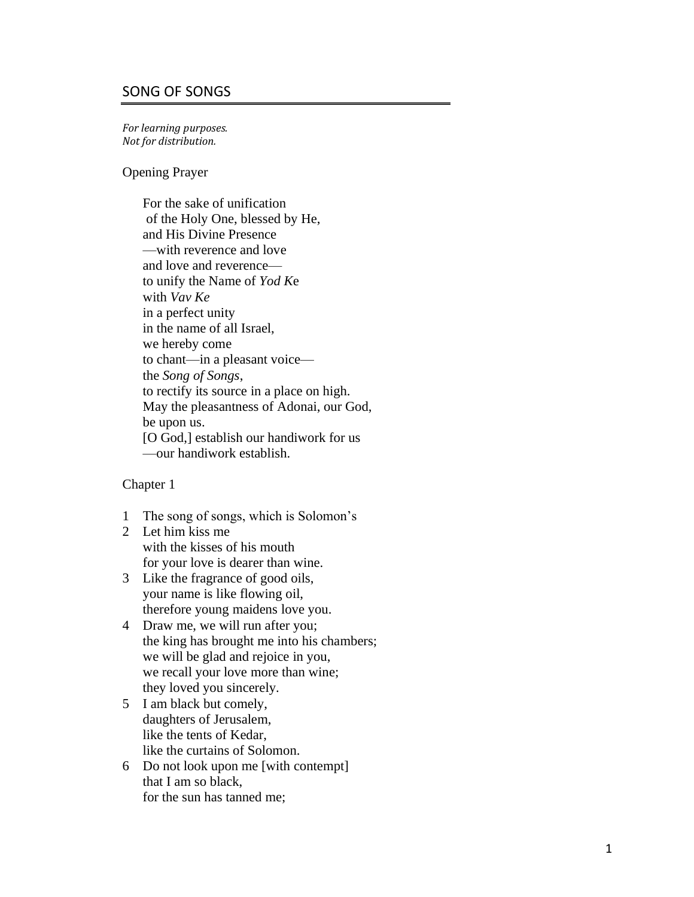# SONG OF SONGS

*For learning purposes.*
*Not for distribution.*

Opening Prayer

For the sake of unification
of the Holy One, blessed by He,
and His Divine Presence
—with reverence and love
and love and reverence—
to unify the Name of *Yod K*e
with *Vav Ke*
in a perfect unity
in the name of all Israel,
we hereby come
to chant—in a pleasant voice—
the *Song of Songs*,
to rectify its source in a place on high.
May the pleasantness of Adonai, our God,
be upon us.
[O God,] establish our handiwork for us
—our handiwork establish.

Chapter 1

1 The song of songs, which is Solomon's
2 Let him kiss me
with the kisses of his mouth
for your love is dearer than wine.
3 Like the fragrance of good oils,
your name is like flowing oil,
therefore young maidens love you.
4 Draw me, we will run after you;
the king has brought me into his chambers;
we will be glad and rejoice in you,
we recall your love more than wine;
they loved you sincerely.
5 I am black but comely,
daughters of Jerusalem,
like the tents of Kedar,
like the curtains of Solomon.
6 Do not look upon me [with contempt]
that I am so black,
for the sun has tanned me;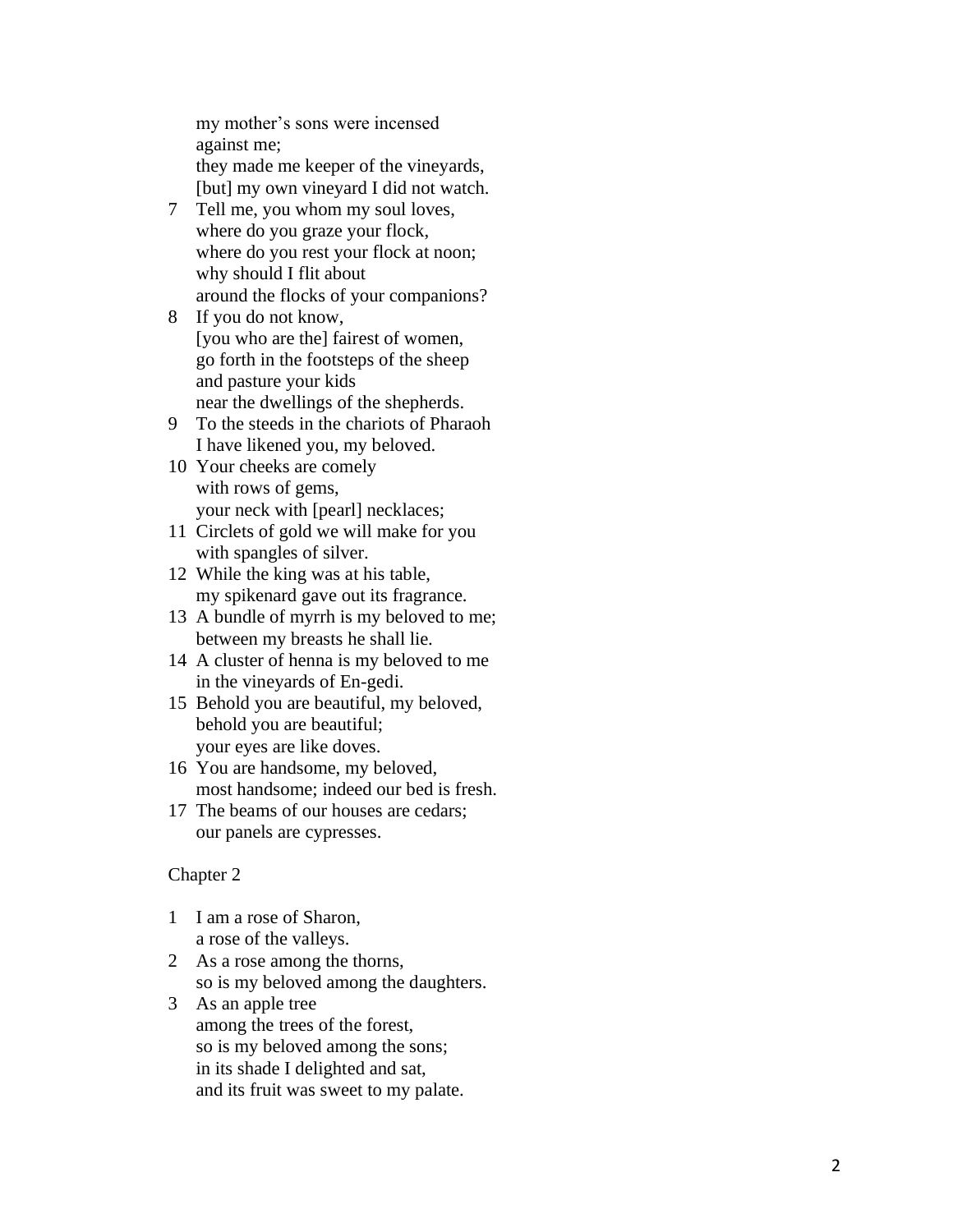my mother's sons were incensed
against me;
they made me keeper of the vineyards,
[but] my own vineyard I did not watch.

7 Tell me, you whom my soul loves,
where do you graze your flock,
where do you rest your flock at noon;
why should I flit about
around the flocks of your companions?

8 If you do not know,
[you who are the] fairest of women,
go forth in the footsteps of the sheep
and pasture your kids
near the dwellings of the shepherds.

9 To the steeds in the chariots of Pharaoh
I have likened you, my beloved.

10 Your cheeks are comely
with rows of gems,
your neck with [pearl] necklaces;

11 Circlets of gold we will make for you
with spangles of silver.

12 While the king was at his table,
my spikenard gave out its fragrance.

13 A bundle of myrrh is my beloved to me;
between my breasts he shall lie.

14 A cluster of henna is my beloved to me
in the vineyards of En-gedi.

15 Behold you are beautiful, my beloved,
behold you are beautiful;
your eyes are like doves.

16 You are handsome, my beloved,
most handsome; indeed our bed is fresh.

17 The beams of our houses are cedars;
our panels are cypresses.

Chapter 2

1 I am a rose of Sharon,
a rose of the valleys.

2 As a rose among the thorns,
so is my beloved among the daughters.

3 As an apple tree
among the trees of the forest,
so is my beloved among the sons;
in its shade I delighted and sat,
and its fruit was sweet to my palate.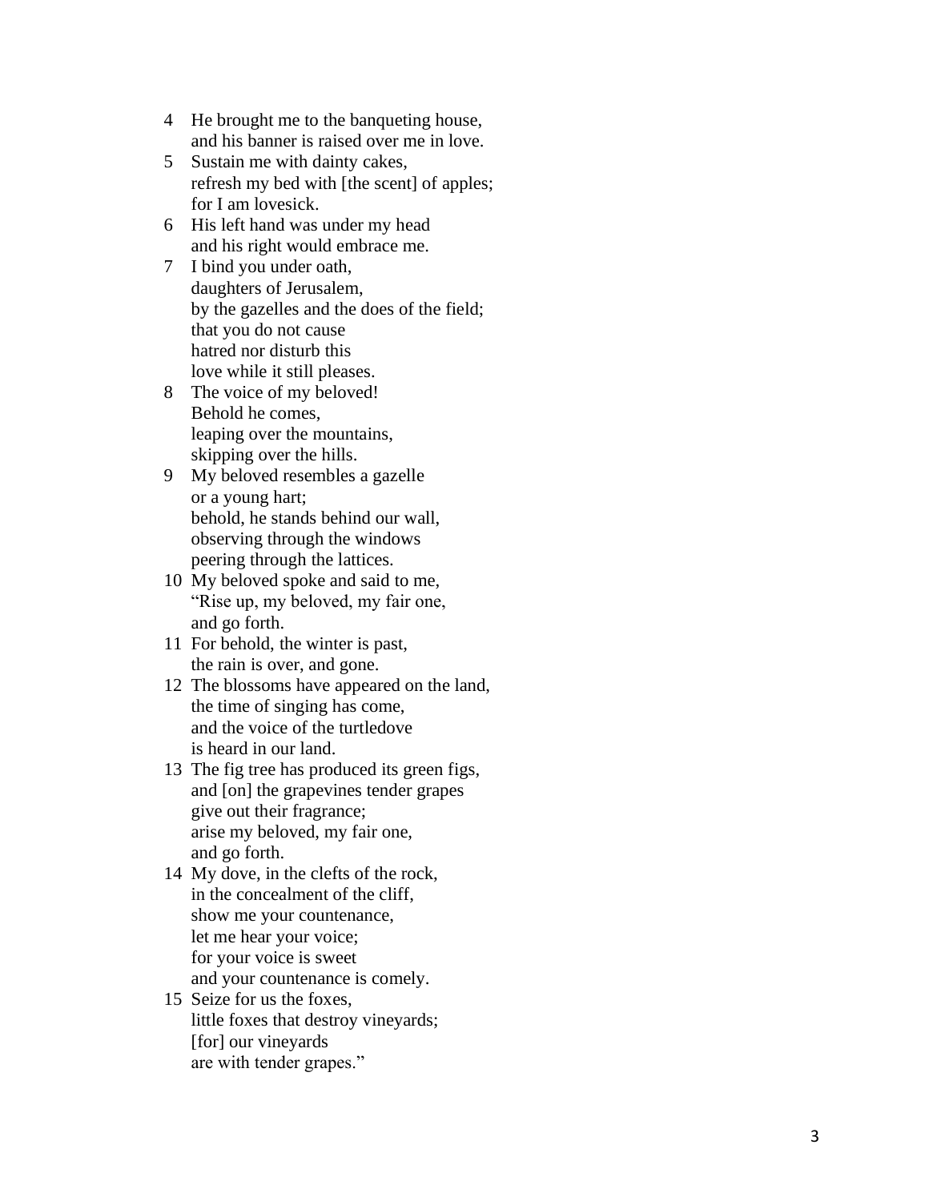4 He brought me to the banqueting house,  
  and his banner is raised over me in love.  
5 Sustain me with dainty cakes,  
  refresh my bed with [the scent] of apples;  
  for I am lovesick.  
6 His left hand was under my head  
  and his right would embrace me.  
7 I bind you under oath,  
  daughters of Jerusalem,  
  by the gazelles and the does of the field;  
  that you do not cause  
  hatred nor disturb this  
  love while it still pleases.  
8 The voice of my beloved!  
  Behold he comes,  
  leaping over the mountains,  
  skipping over the hills.  
9 My beloved resembles a gazelle  
  or a young hart;  
  behold, he stands behind our wall,  
  observing through the windows  
  peering through the lattices.  
10 My beloved spoke and said to me,  
  "Rise up, my beloved, my fair one,  
  and go forth.  
11 For behold, the winter is past,  
  the rain is over, and gone.  
12 The blossoms have appeared on the land,  
  the time of singing has come,  
  and the voice of the turtledove  
  is heard in our land.  
13 The fig tree has produced its green figs,  
  and [on] the grapevines tender grapes  
  give out their fragrance;  
  arise my beloved, my fair one,  
  and go forth.  
14 My dove, in the clefts of the rock,  
  in the concealment of the cliff,  
  show me your countenance,  
  let me hear your voice;  
  for your voice is sweet  
  and your countenance is comely.  
15 Seize for us the foxes,  
  little foxes that destroy vineyards;  
  [for] our vineyards  
  are with tender grapes."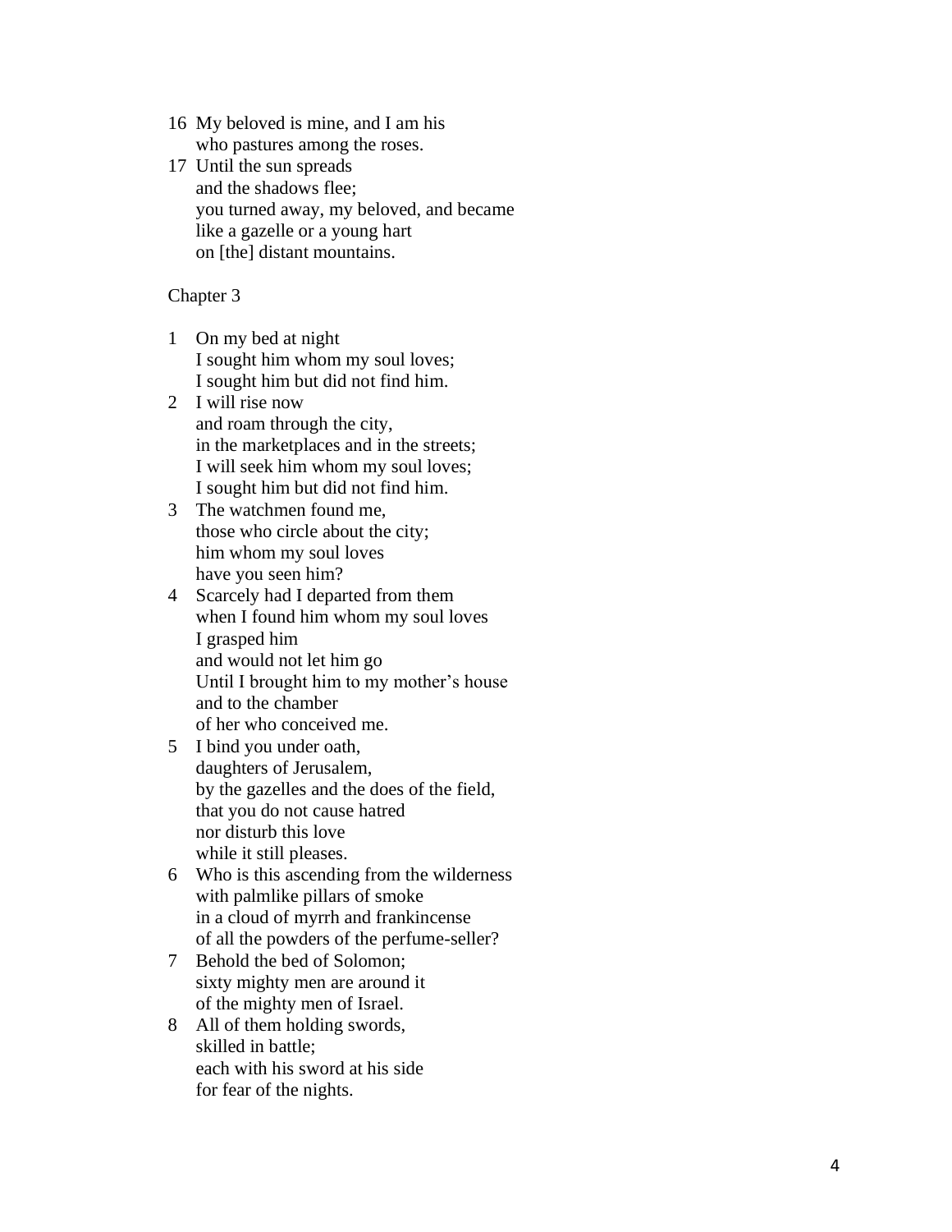16 My beloved is mine, and I am his
who pastures among the roses.

17 Until the sun spreads
and the shadows flee;
you turned away, my beloved, and became
like a gazelle or a young hart
on [the] distant mountains.

## Chapter 3

1 On my bed at night
I sought him whom my soul loves;
I sought him but did not find him.

2 I will rise now
and roam through the city,
in the marketplaces and in the streets;
I will seek him whom my soul loves;
I sought him but did not find him.

3 The watchmen found me,
those who circle about the city;
him whom my soul loves
have you seen him?

4 Scarcely had I departed from them
when I found him whom my soul loves
I grasped him
and would not let him go
Until I brought him to my mother's house
and to the chamber
of her who conceived me.

5 I bind you under oath,
daughters of Jerusalem,
by the gazelles and the does of the field,
that you do not cause hatred
nor disturb this love
while it still pleases.

6 Who is this ascending from the wilderness
with palmlike pillars of smoke
in a cloud of myrrh and frankincense
of all the powders of the perfume-seller?

7 Behold the bed of Solomon;
sixty mighty men are around it
of the mighty men of Israel.

8 All of them holding swords,
skilled in battle;
each with his sword at his side
for fear of the nights.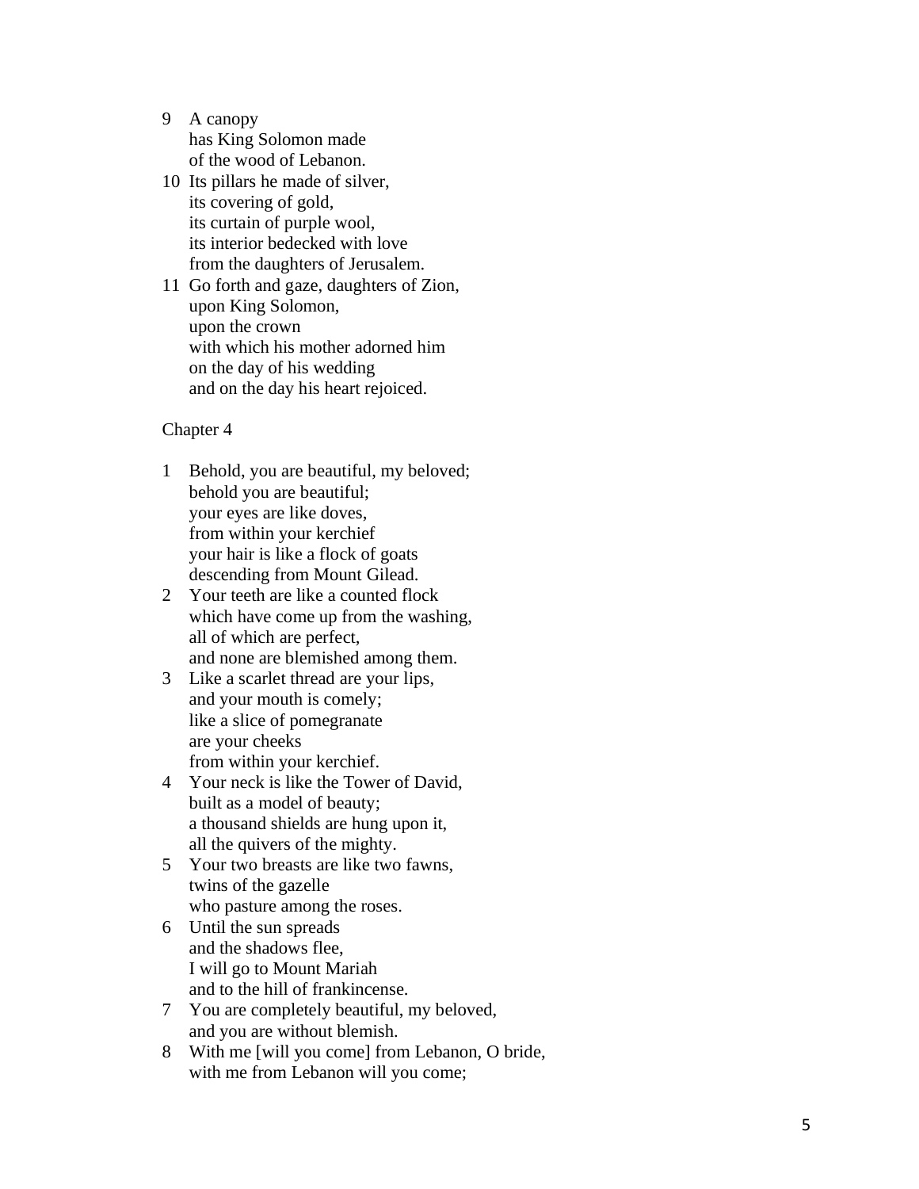9 A canopy
 has King Solomon made
 of the wood of Lebanon.

10 Its pillars he made of silver,
 its covering of gold,
 its curtain of purple wool,
 its interior bedecked with love
 from the daughters of Jerusalem.

11 Go forth and gaze, daughters of Zion,
 upon King Solomon,
 upon the crown
 with which his mother adorned him
 on the day of his wedding
 and on the day his heart rejoiced.

Chapter 4

1 Behold, you are beautiful, my beloved;
 behold you are beautiful;
 your eyes are like doves,
 from within your kerchief
 your hair is like a flock of goats
 descending from Mount Gilead.

2 Your teeth are like a counted flock
 which have come up from the washing,
 all of which are perfect,
 and none are blemished among them.

3 Like a scarlet thread are your lips,
 and your mouth is comely;
 like a slice of pomegranate
 are your cheeks
 from within your kerchief.

4 Your neck is like the Tower of David,
 built as a model of beauty;
 a thousand shields are hung upon it,
 all the quivers of the mighty.

5 Your two breasts are like two fawns,
 twins of the gazelle
 who pasture among the roses.

6 Until the sun spreads
 and the shadows flee,
 I will go to Mount Mariah
 and to the hill of frankincense.

7 You are completely beautiful, my beloved,
 and you are without blemish.

8 With me [will you come] from Lebanon, O bride,
 with me from Lebanon will you come;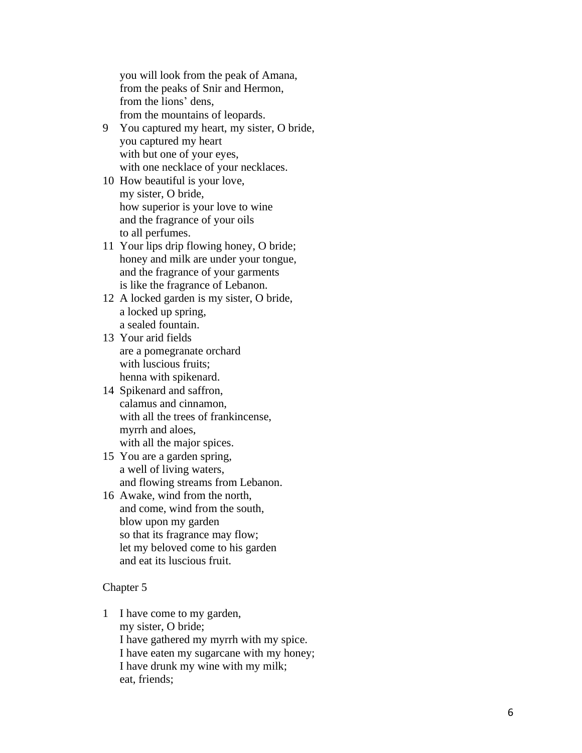you will look from the peak of Amana,
from the peaks of Snir and Hermon,
from the lions' dens,
from the mountains of leopards.

9 You captured my heart, my sister, O bride,
you captured my heart
with but one of your eyes,
with one necklace of your necklaces.

10 How beautiful is your love,
my sister, O bride,
how superior is your love to wine
and the fragrance of your oils
to all perfumes.

11 Your lips drip flowing honey, O bride;
honey and milk are under your tongue,
and the fragrance of your garments
is like the fragrance of Lebanon.

12 A locked garden is my sister, O bride,
a locked up spring,
a sealed fountain.

13 Your arid fields
are a pomegranate orchard
with luscious fruits;
henna with spikenard.

14 Spikenard and saffron,
calamus and cinnamon,
with all the trees of frankincense,
myrrh and aloes,
with all the major spices.

15 You are a garden spring,
a well of living waters,
and flowing streams from Lebanon.

16 Awake, wind from the north,
and come, wind from the south,
blow upon my garden
so that its fragrance may flow;
let my beloved come to his garden
and eat its luscious fruit.

## Chapter 5

1 I have come to my garden,
my sister, O bride;
I have gathered my myrrh with my spice.
I have eaten my sugarcane with my honey;
I have drunk my wine with my milk;
eat, friends;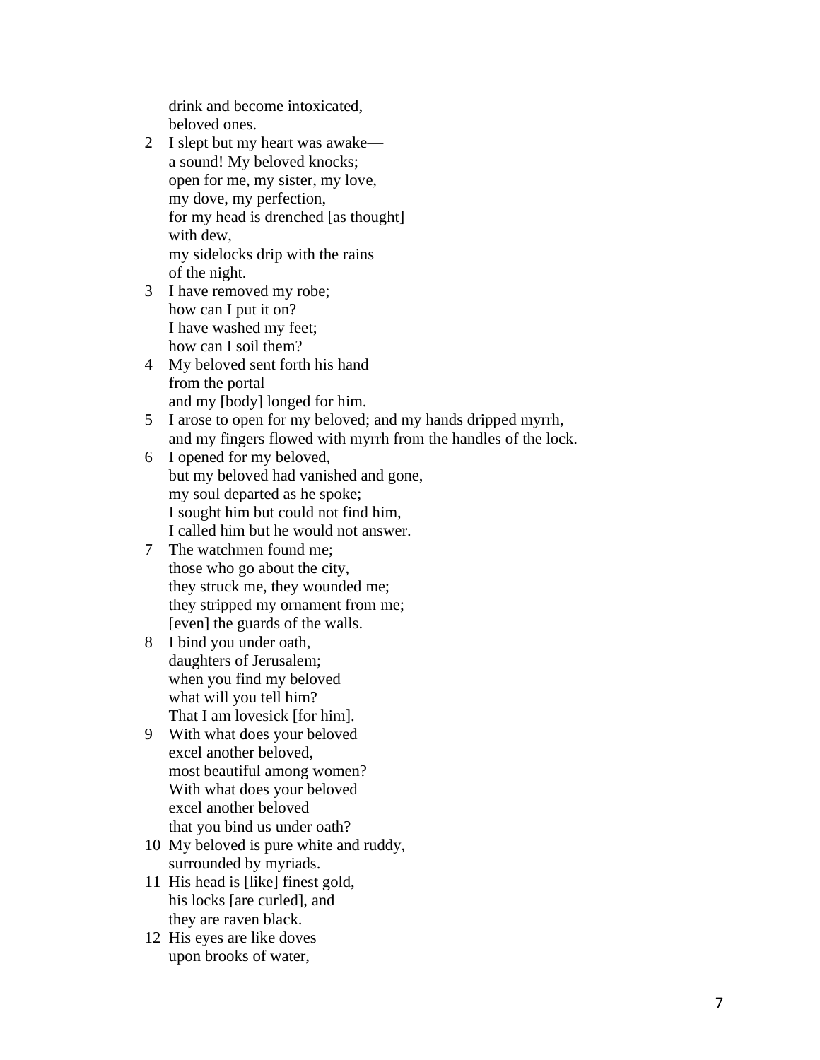drink and become intoxicated,  
beloved ones.

2 I slept but my heart was awake—  
a sound! My beloved knocks;  
open for me, my sister, my love,  
my dove, my perfection,  
for my head is drenched [as thought]  
with dew,  
my sidelocks drip with the rains  
of the night.

3 I have removed my robe;  
how can I put it on?  
I have washed my feet;  
how can I soil them?

4 My beloved sent forth his hand  
from the portal  
and my [body] longed for him.

5 I arose to open for my beloved; and my hands dripped myrrh,  
and my fingers flowed with myrrh from the handles of the lock.

6 I opened for my beloved,  
but my beloved had vanished and gone,  
my soul departed as he spoke;  
I sought him but could not find him,  
I called him but he would not answer.

7 The watchmen found me;  
those who go about the city,  
they struck me, they wounded me;  
they stripped my ornament from me;  
[even] the guards of the walls.

8 I bind you under oath,  
daughters of Jerusalem;  
when you find my beloved  
what will you tell him?  
That I am lovesick [for him].

9 With what does your beloved  
excel another beloved,  
most beautiful among women?  
With what does your beloved  
excel another beloved  
that you bind us under oath?

10 My beloved is pure white and ruddy,  
surrounded by myriads.

11 His head is [like] finest gold,  
his locks [are curled], and  
they are raven black.

12 His eyes are like doves  
upon brooks of water,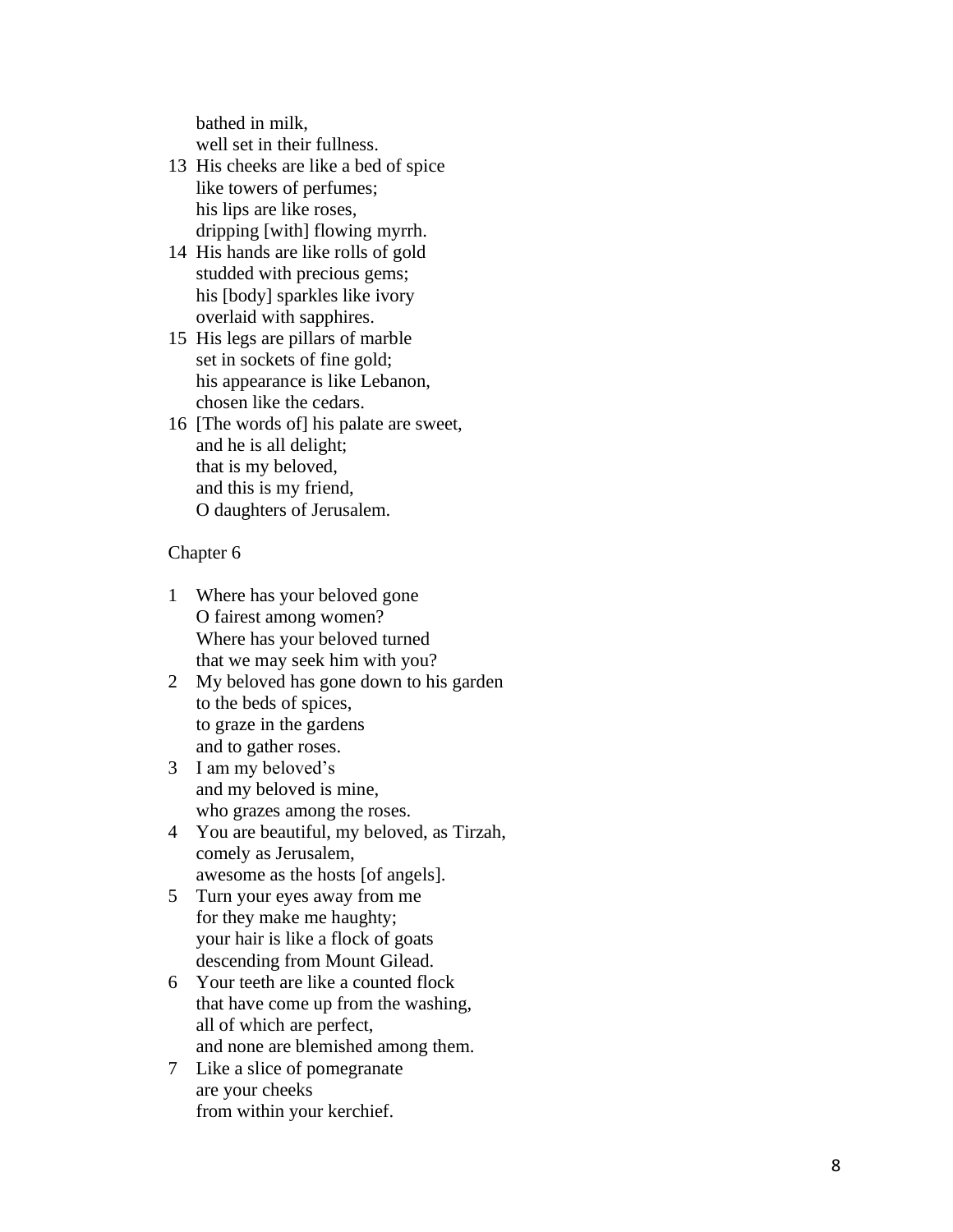bathed in milk,  
well set in their fullness.

13 His cheeks are like a bed of spice  
like towers of perfumes;  
his lips are like roses,  
dripping [with] flowing myrrh.

14 His hands are like rolls of gold  
studded with precious gems;  
his [body] sparkles like ivory  
overlaid with sapphires.

15 His legs are pillars of marble  
set in sockets of fine gold;  
his appearance is like Lebanon,  
chosen like the cedars.

16 [The words of] his palate are sweet,  
and he is all delight;  
that is my beloved,  
and this is my friend,  
O daughters of Jerusalem.

Chapter 6

1 Where has your beloved gone  
O fairest among women?  
Where has your beloved turned  
that we may seek him with you?

2 My beloved has gone down to his garden  
to the beds of spices,  
to graze in the gardens  
and to gather roses.

3 I am my beloved's  
and my beloved is mine,  
who grazes among the roses.

4 You are beautiful, my beloved, as Tirzah,  
comely as Jerusalem,  
awesome as the hosts [of angels].

5 Turn your eyes away from me  
for they make me haughty;  
your hair is like a flock of goats  
descending from Mount Gilead.

6 Your teeth are like a counted flock  
that have come up from the washing,  
all of which are perfect,  
and none are blemished among them.

7 Like a slice of pomegranate  
are your cheeks  
from within your kerchief.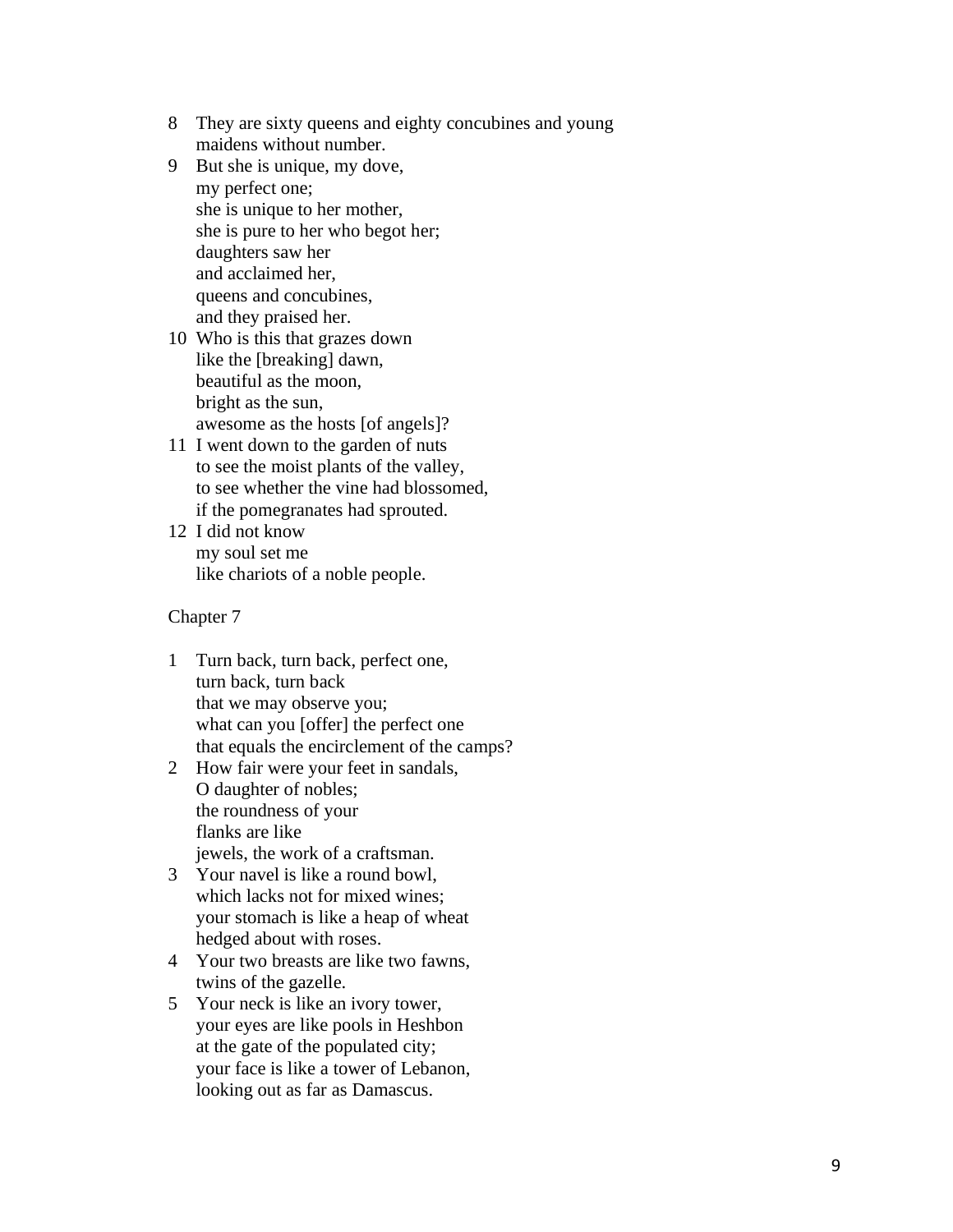8 They are sixty queens and eighty concubines and young
   maidens without number.

9 But she is unique, my dove,
   my perfect one;
   she is unique to her mother,
   she is pure to her who begot her;
   daughters saw her
   and acclaimed her,
   queens and concubines,
   and they praised her.

10 Who is this that grazes down
   like the [breaking] dawn,
   beautiful as the moon,
   bright as the sun,
   awesome as the hosts [of angels]?

11 I went down to the garden of nuts
   to see the moist plants of the valley,
   to see whether the vine had blossomed,
   if the pomegranates had sprouted.

12 I did not know
   my soul set me
   like chariots of a noble people.

Chapter 7

1 Turn back, turn back, perfect one,
   turn back, turn back
   that we may observe you;
   what can you [offer] the perfect one
   that equals the encirclement of the camps?

2 How fair were your feet in sandals,
   O daughter of nobles;
   the roundness of your
   flanks are like
   jewels, the work of a craftsman.

3 Your navel is like a round bowl,
   which lacks not for mixed wines;
   your stomach is like a heap of wheat
   hedged about with roses.

4 Your two breasts are like two fawns,
   twins of the gazelle.

5 Your neck is like an ivory tower,
   your eyes are like pools in Heshbon
   at the gate of the populated city;
   your face is like a tower of Lebanon,
   looking out as far as Damascus.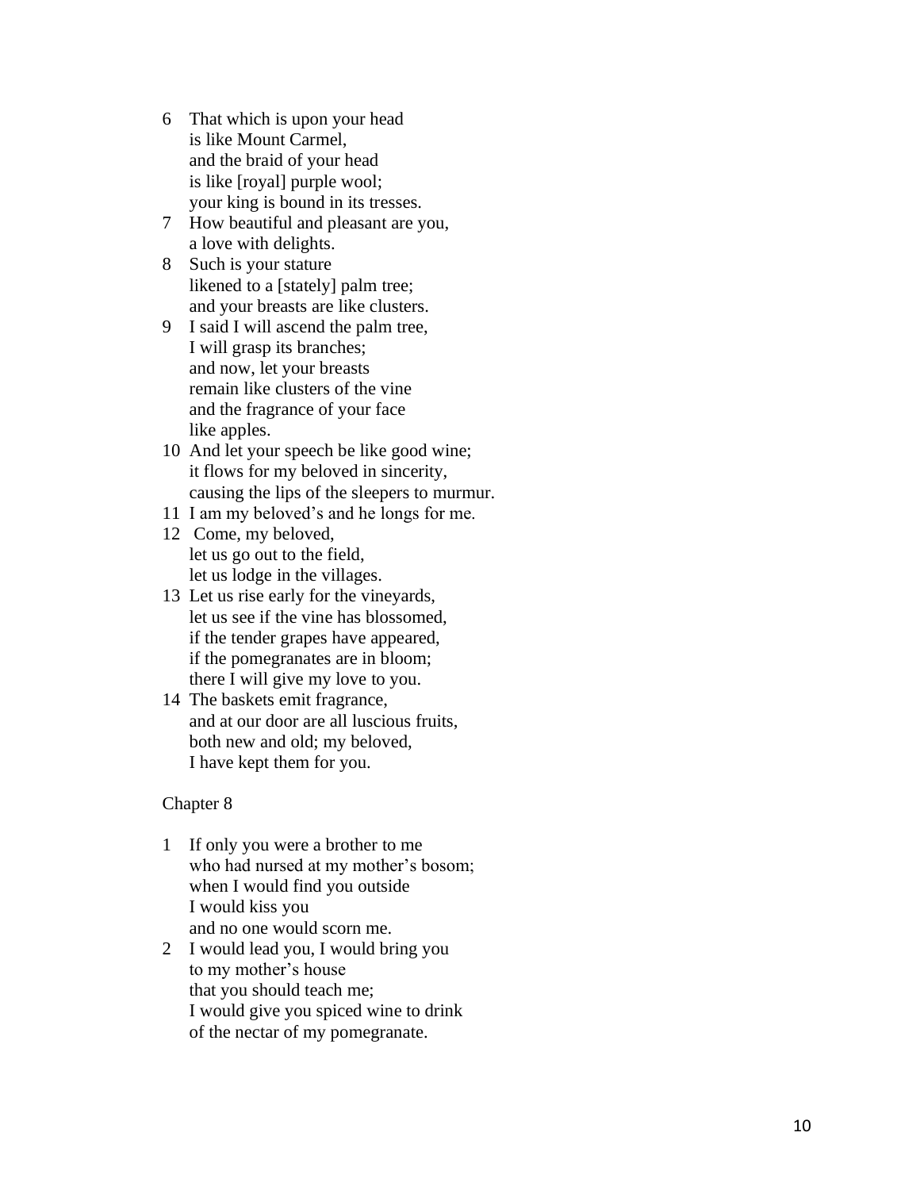6 That which is upon your head  
is like Mount Carmel,  
and the braid of your head  
is like [royal] purple wool;  
your king is bound in its tresses.

7 How beautiful and pleasant are you,  
a love with delights.

8 Such is your stature  
likened to a [stately] palm tree;  
and your breasts are like clusters.

9 I said I will ascend the palm tree,  
I will grasp its branches;  
and now, let your breasts  
remain like clusters of the vine  
and the fragrance of your face  
like apples.

10 And let your speech be like good wine;  
it flows for my beloved in sincerity,  
causing the lips of the sleepers to murmur.

11 I am my beloved's and he longs for me.

12 Come, my beloved,  
let us go out to the field,  
let us lodge in the villages.

13 Let us rise early for the vineyards,  
let us see if the vine has blossomed,  
if the tender grapes have appeared,  
if the pomegranates are in bloom;  
there I will give my love to you.

14 The baskets emit fragrance,  
and at our door are all luscious fruits,  
both new and old; my beloved,  
I have kept them for you.

Chapter 8

1 If only you were a brother to me  
who had nursed at my mother's bosom;  
when I would find you outside  
I would kiss you  
and no one would scorn me.

2 I would lead you, I would bring you  
to my mother's house  
that you should teach me;  
I would give you spiced wine to drink  
of the nectar of my pomegranate.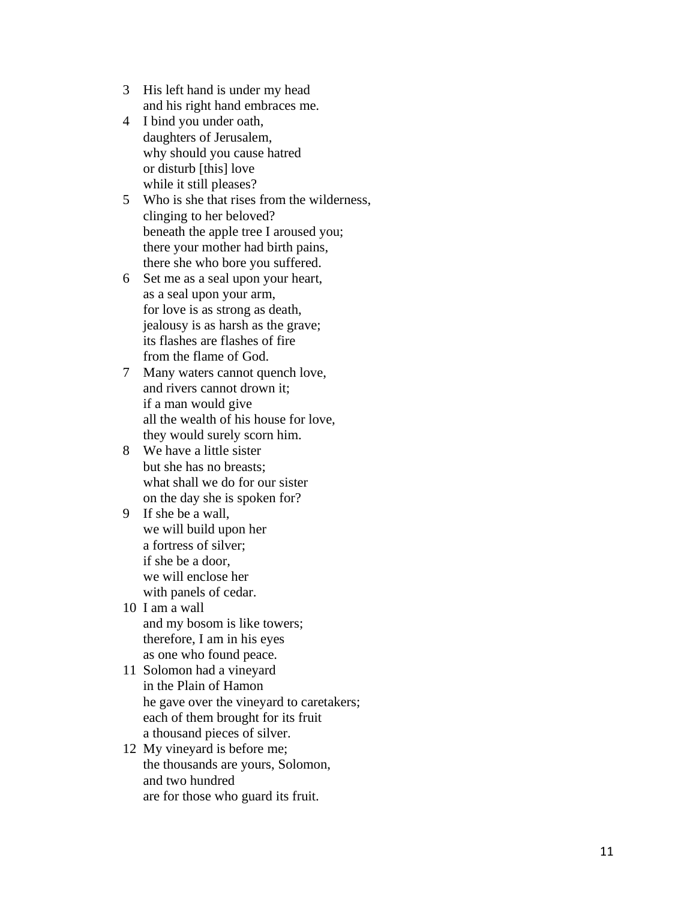3 His left hand is under my head  
and his right hand embraces me.

4 I bind you under oath,  
daughters of Jerusalem,  
why should you cause hatred  
or disturb [this] love  
while it still pleases?

5 Who is she that rises from the wilderness,  
clinging to her beloved?  
beneath the apple tree I aroused you;  
there your mother had birth pains,  
there she who bore you suffered.

6 Set me as a seal upon your heart,  
as a seal upon your arm,  
for love is as strong as death,  
jealousy is as harsh as the grave;  
its flashes are flashes of fire  
from the flame of God.

7 Many waters cannot quench love,  
and rivers cannot drown it;  
if a man would give  
all the wealth of his house for love,  
they would surely scorn him.

8 We have a little sister  
but she has no breasts;  
what shall we do for our sister  
on the day she is spoken for?

9 If she be a wall,  
we will build upon her  
a fortress of silver;  
if she be a door,  
we will enclose her  
with panels of cedar.

10 I am a wall  
and my bosom is like towers;  
therefore, I am in his eyes  
as one who found peace.

11 Solomon had a vineyard  
in the Plain of Hamon  
he gave over the vineyard to caretakers;  
each of them brought for its fruit  
a thousand pieces of silver.

12 My vineyard is before me;  
the thousands are yours, Solomon,  
and two hundred  
are for those who guard its fruit.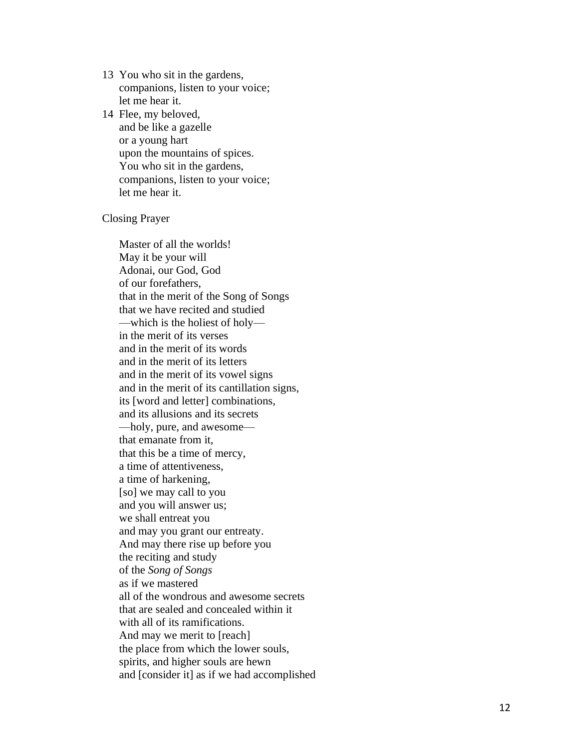13 You who sit in the gardens,  
companions, listen to your voice;  
let me hear it.

14 Flee, my beloved,  
and be like a gazelle  
or a young hart  
upon the mountains of spices.  
You who sit in the gardens,  
companions, listen to your voice;  
let me hear it.

Closing Prayer

Master of all the worlds!  
May it be your will  
Adonai, our God, God  
of our forefathers,  
that in the merit of the Song of Songs  
that we have recited and studied  
—which is the holiest of holy—  
in the merit of its verses  
and in the merit of its words  
and in the merit of its letters  
and in the merit of its vowel signs  
and in the merit of its cantillation signs,  
its [word and letter] combinations,  
and its allusions and its secrets  
—holy, pure, and awesome—  
that emanate from it,  
that this be a time of mercy,  
a time of attentiveness,  
a time of harkening,  
[so] we may call to you  
and you will answer us;  
we shall entreat you  
and may you grant our entreaty.  
And may there rise up before you  
the reciting and study  
of the *Song of Songs*  
as if we mastered  
all of the wondrous and awesome secrets  
that are sealed and concealed within it  
with all of its ramifications.  
And may we merit to [reach]  
the place from which the lower souls,  
spirits, and higher souls are hewn  
and [consider it] as if we had accomplished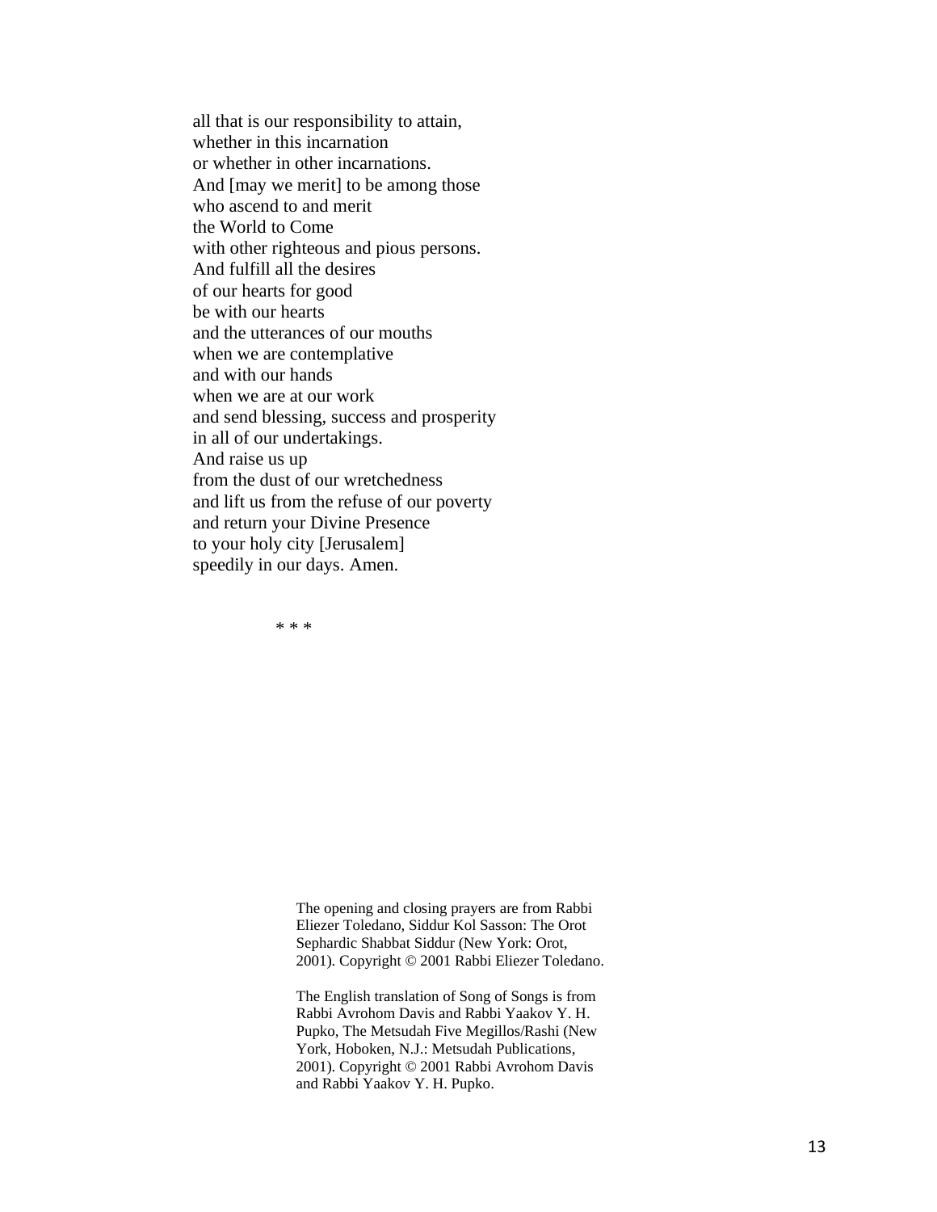all that is our responsibility to attain,  
whether in this incarnation  
or whether in other incarnations.  
And [may we merit] to be among those  
who ascend to and merit  
the World to Come  
with other righteous and pious persons.  
And fulfill all the desires  
of our hearts for good  
be with our hearts  
and the utterances of our mouths  
when we are contemplative  
and with our hands  
when we are at our work  
and send blessing, success and prosperity  
in all of our undertakings.  
And raise us up  
from the dust of our wretchedness  
and lift us from the refuse of our poverty  
and return your Divine Presence  
to your holy city [Jerusalem]  
speedily in our days. Amen.

\* \* \*

The opening and closing prayers are from Rabbi Eliezer Toledano, Siddur Kol Sasson: The Orot Sephardic Shabbat Siddur (New York: Orot, 2001). Copyright © 2001 Rabbi Eliezer Toledano.

The English translation of Song of Songs is from Rabbi Avrohom Davis and Rabbi Yaakov Y. H. Pupko, The Metsudah Five Megillos/Rashi (New York, Hoboken, N.J.: Metsudah Publications, 2001). Copyright © 2001 Rabbi Avrohom Davis and Rabbi Yaakov Y. H. Pupko.